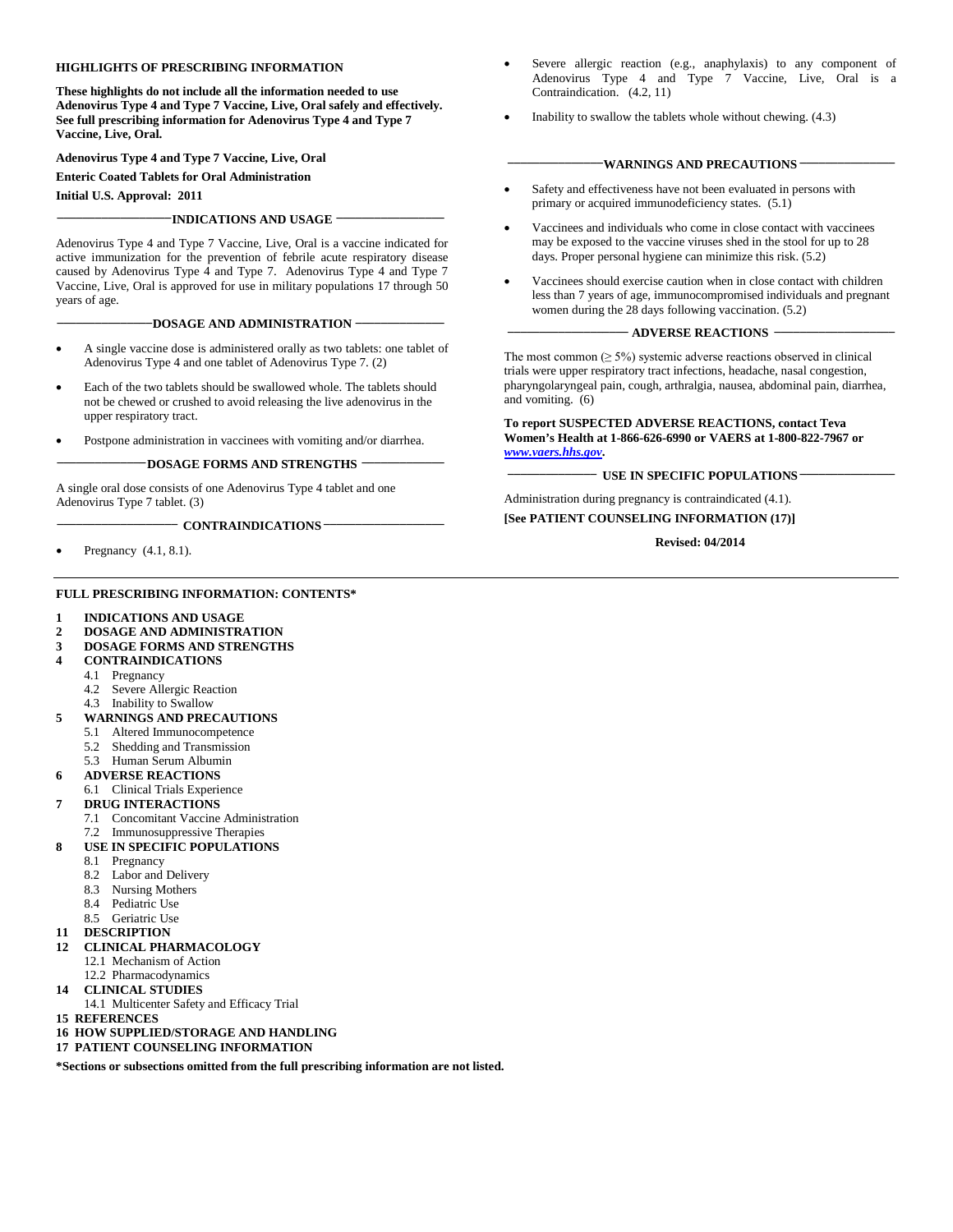## HIGHLIGHTS OF PRESCRIBING INFORMATION

**These highlights do not include all the information needed to use Adenovirus Type 4 and Type 7 Vaccine, Live, Oral safely and effectively. See full prescribing information for Adenovirus Type 4 and Type 7 Vaccine, Live, Oral.**

**Adenovirus Type 4 and Type 7 Vaccine, Live, Oral**

**Enteric Coated Tablets for Oral Administration**

**Initial U.S. Approval: 2011**

### INDICATIONS AND USAGE

Adenovirus Type 4 and Type 7 Vaccine, Live, Oral is a vaccine indicated for active immunization for the prevention of febrile acute respiratory disease caused by Adenovirus Type 4 and Type 7. Adenovirus Type 4 and Type 7 Vaccine, Live, Oral is approved for use in military populations 17 through 50 years of age.

### DOSAGE AND ADMINISTRATION

- A single vaccine dose is administered orally as two tablets: one tablet of Adenovirus Type 4 and one tablet of Adenovirus Type 7. (2)
- Each of the two tablets should be swallowed whole. The tablets should not be chewed or crushed to avoid releasing the live adenovirus in the upper respiratory tract.
- Postpone administration in vaccinees with vomiting and/or diarrhea.

### DOSAGE FORMS AND STRENGTHS

A single oral dose consists of one Adenovirus Type 4 tablet and one Adenovirus Type 7 tablet. (3)

### CONTRAINDICATIONS

- Pregnancy (4.1, 8.1).
- Severe allergic reaction (e.g., anaphylaxis) to any component of Adenovirus Type 4 and Type 7 Vaccine, Live, Oral is a Contraindication. (4.2, 11)
- Inability to swallow the tablets whole without chewing. (4.3)

### WARNINGS AND PRECAUTIONS

- Safety and effectiveness have not been evaluated in persons with primary or acquired immunodeficiency states. (5.1)
- Vaccinees and individuals who come in close contact with vaccinees may be exposed to the vaccine viruses shed in the stool for up to 28 days. Proper personal hygiene can minimize this risk. (5.2)
- Vaccinees should exercise caution when in close contact with children less than 7 years of age, immunocompromised individuals and pregnant women during the 28 days following vaccination. (5.2)

### ADVERSE REACTIONS

The most common (≥ 5%) systemic adverse reactions observed in clinical trials were upper respiratory tract infections, headache, nasal congestion, pharyngolaryngeal pain, cough, arthralgia, nausea, abdominal pain, diarrhea, and vomiting. (6)

**To report SUSPECTED ADVERSE REACTIONS, contact Teva Women's Health at 1-866-626-6990 or VAERS at 1-800-822-7967 or *www.vaers.hhs.gov*.**

### USE IN SPECIFIC POPULATIONS

Administration during pregnancy is contraindicated (4.1).

**[See PATIENT COUNSELING INFORMATION (17)]**

**Revised: 04/2014**

---

## FULL PRESCRIBING INFORMATION: CONTENTS*

**1 INDICATIONS AND USAGE**
**2 DOSAGE AND ADMINISTRATION**
**3 DOSAGE FORMS AND STRENGTHS**
**4 CONTRAINDICATIONS**
- 4.1 Pregnancy
- 4.2 Severe Allergic Reaction
- 4.3 Inability to Swallow

**5 WARNINGS AND PRECAUTIONS**
- 5.1 Altered Immunocompetence
- 5.2 Shedding and Transmission
- 5.3 Human Serum Albumin

**6 ADVERSE REACTIONS**
- 6.1 Clinical Trials Experience

**7 DRUG INTERACTIONS**
- 7.1 Concomitant Vaccine Administration
- 7.2 Immunosuppressive Therapies

**8 USE IN SPECIFIC POPULATIONS**
- 8.1 Pregnancy
- 8.2 Labor and Delivery
- 8.3 Nursing Mothers
- 8.4 Pediatric Use
- 8.5 Geriatric Use

**11 DESCRIPTION**
**12 CLINICAL PHARMACOLOGY**
- 12.1 Mechanism of Action
- 12.2 Pharmacodynamics

**14 CLINICAL STUDIES**
- 14.1 Multicenter Safety and Efficacy Trial

**15 REFERENCES**
**16 HOW SUPPLIED/STORAGE AND HANDLING**
**17 PATIENT COUNSELING INFORMATION**

***Sections or subsections omitted from the full prescribing information are not listed.**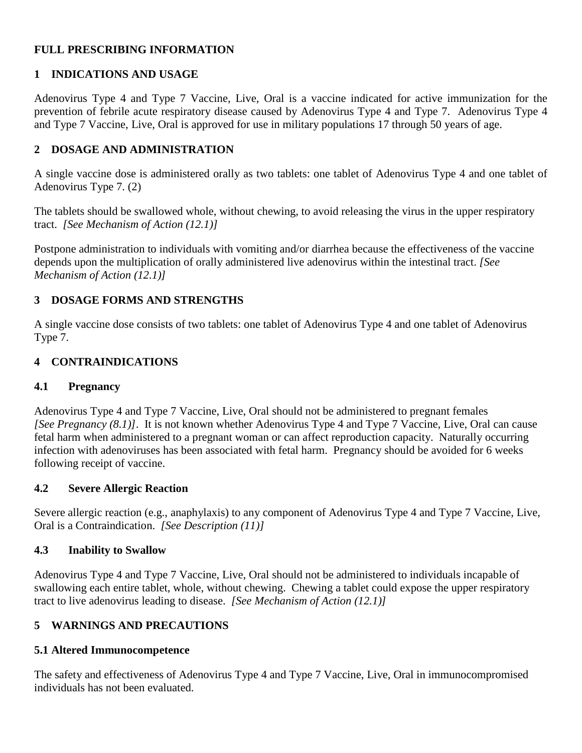# FULL PRESCRIBING INFORMATION

## 1 INDICATIONS AND USAGE

Adenovirus Type 4 and Type 7 Vaccine, Live, Oral is a vaccine indicated for active immunization for the prevention of febrile acute respiratory disease caused by Adenovirus Type 4 and Type 7. Adenovirus Type 4 and Type 7 Vaccine, Live, Oral is approved for use in military populations 17 through 50 years of age.

## 2 DOSAGE AND ADMINISTRATION

A single vaccine dose is administered orally as two tablets: one tablet of Adenovirus Type 4 and one tablet of Adenovirus Type 7. (2)

The tablets should be swallowed whole, without chewing, to avoid releasing the virus in the upper respiratory tract. *[See Mechanism of Action (12.1)]*

Postpone administration to individuals with vomiting and/or diarrhea because the effectiveness of the vaccine depends upon the multiplication of orally administered live adenovirus within the intestinal tract. *[See Mechanism of Action (12.1)]*

## 3 DOSAGE FORMS AND STRENGTHS

A single vaccine dose consists of two tablets: one tablet of Adenovirus Type 4 and one tablet of Adenovirus Type 7.

## 4 CONTRAINDICATIONS

### 4.1 Pregnancy

Adenovirus Type 4 and Type 7 Vaccine, Live, Oral should not be administered to pregnant females *[See Pregnancy (8.1)]*. It is not known whether Adenovirus Type 4 and Type 7 Vaccine, Live, Oral can cause fetal harm when administered to a pregnant woman or can affect reproduction capacity. Naturally occurring infection with adenoviruses has been associated with fetal harm. Pregnancy should be avoided for 6 weeks following receipt of vaccine.

### 4.2 Severe Allergic Reaction

Severe allergic reaction (e.g., anaphylaxis) to any component of Adenovirus Type 4 and Type 7 Vaccine, Live, Oral is a Contraindication. *[See Description (11)]*

### 4.3 Inability to Swallow

Adenovirus Type 4 and Type 7 Vaccine, Live, Oral should not be administered to individuals incapable of swallowing each entire tablet, whole, without chewing. Chewing a tablet could expose the upper respiratory tract to live adenovirus leading to disease. *[See Mechanism of Action (12.1)]*

## 5 WARNINGS AND PRECAUTIONS

### 5.1 Altered Immunocompetence

The safety and effectiveness of Adenovirus Type 4 and Type 7 Vaccine, Live, Oral in immunocompromised individuals has not been evaluated.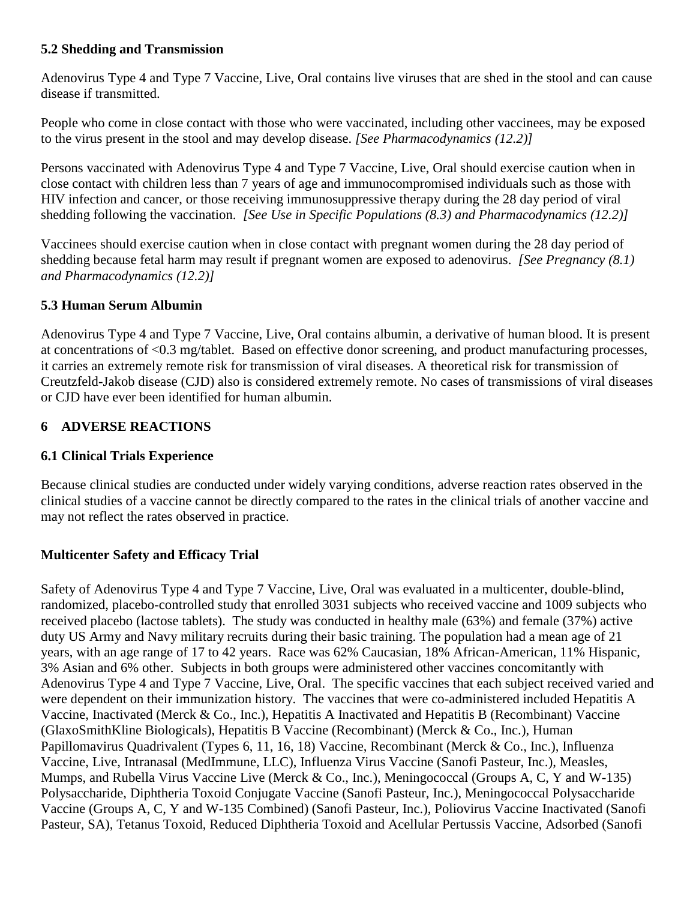### 5.2 Shedding and Transmission

Adenovirus Type 4 and Type 7 Vaccine, Live, Oral contains live viruses that are shed in the stool and can cause disease if transmitted.

People who come in close contact with those who were vaccinated, including other vaccinees, may be exposed to the virus present in the stool and may develop disease. *[See Pharmacodynamics (12.2)]*

Persons vaccinated with Adenovirus Type 4 and Type 7 Vaccine, Live, Oral should exercise caution when in close contact with children less than 7 years of age and immunocompromised individuals such as those with HIV infection and cancer, or those receiving immunosuppressive therapy during the 28 day period of viral shedding following the vaccination. *[See Use in Specific Populations (8.3) and Pharmacodynamics (12.2)]*

Vaccinees should exercise caution when in close contact with pregnant women during the 28 day period of shedding because fetal harm may result if pregnant women are exposed to adenovirus. *[See Pregnancy (8.1) and Pharmacodynamics (12.2)]*

### 5.3 Human Serum Albumin

Adenovirus Type 4 and Type 7 Vaccine, Live, Oral contains albumin, a derivative of human blood. It is present at concentrations of <0.3 mg/tablet. Based on effective donor screening, and product manufacturing processes, it carries an extremely remote risk for transmission of viral diseases. A theoretical risk for transmission of Creutzfeld-Jakob disease (CJD) also is considered extremely remote. No cases of transmissions of viral diseases or CJD have ever been identified for human albumin.

## 6 ADVERSE REACTIONS

### 6.1 Clinical Trials Experience

Because clinical studies are conducted under widely varying conditions, adverse reaction rates observed in the clinical studies of a vaccine cannot be directly compared to the rates in the clinical trials of another vaccine and may not reflect the rates observed in practice.

**Multicenter Safety and Efficacy Trial**

Safety of Adenovirus Type 4 and Type 7 Vaccine, Live, Oral was evaluated in a multicenter, double-blind, randomized, placebo-controlled study that enrolled 3031 subjects who received vaccine and 1009 subjects who received placebo (lactose tablets). The study was conducted in healthy male (63%) and female (37%) active duty US Army and Navy military recruits during their basic training. The population had a mean age of 21 years, with an age range of 17 to 42 years. Race was 62% Caucasian, 18% African-American, 11% Hispanic, 3% Asian and 6% other. Subjects in both groups were administered other vaccines concomitantly with Adenovirus Type 4 and Type 7 Vaccine, Live, Oral. The specific vaccines that each subject received varied and were dependent on their immunization history. The vaccines that were co-administered included Hepatitis A Vaccine, Inactivated (Merck & Co., Inc.), Hepatitis A Inactivated and Hepatitis B (Recombinant) Vaccine (GlaxoSmithKline Biologicals), Hepatitis B Vaccine (Recombinant) (Merck & Co., Inc.), Human Papillomavirus Quadrivalent (Types 6, 11, 16, 18) Vaccine, Recombinant (Merck & Co., Inc.), Influenza Vaccine, Live, Intranasal (MedImmune, LLC), Influenza Virus Vaccine (Sanofi Pasteur, Inc.), Measles, Mumps, and Rubella Virus Vaccine Live (Merck & Co., Inc.), Meningococcal (Groups A, C, Y and W-135) Polysaccharide, Diphtheria Toxoid Conjugate Vaccine (Sanofi Pasteur, Inc.), Meningococcal Polysaccharide Vaccine (Groups A, C, Y and W-135 Combined) (Sanofi Pasteur, Inc.), Poliovirus Vaccine Inactivated (Sanofi Pasteur, SA), Tetanus Toxoid, Reduced Diphtheria Toxoid and Acellular Pertussis Vaccine, Adsorbed (Sanofi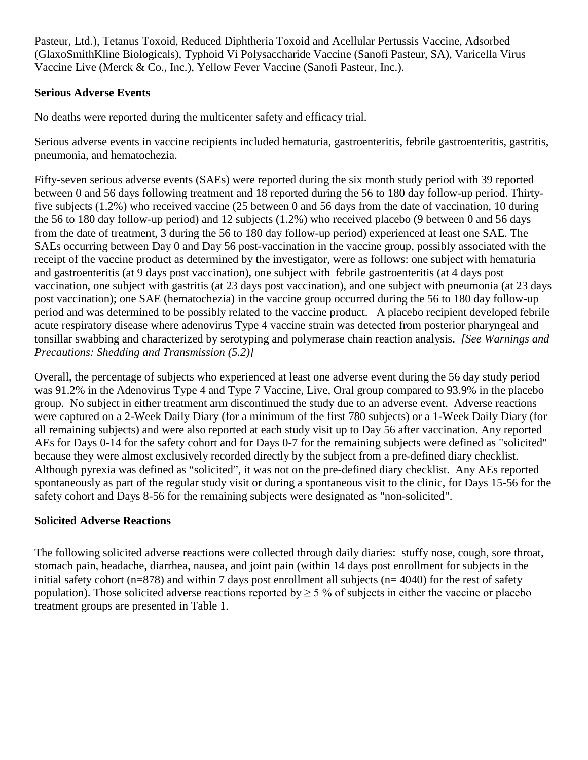Pasteur, Ltd.), Tetanus Toxoid, Reduced Diphtheria Toxoid and Acellular Pertussis Vaccine, Adsorbed (GlaxoSmithKline Biologicals), Typhoid Vi Polysaccharide Vaccine (Sanofi Pasteur, SA), Varicella Virus Vaccine Live (Merck & Co., Inc.), Yellow Fever Vaccine (Sanofi Pasteur, Inc.).

**Serious Adverse Events**

No deaths were reported during the multicenter safety and efficacy trial.

Serious adverse events in vaccine recipients included hematuria, gastroenteritis, febrile gastroenteritis, gastritis, pneumonia, and hematochezia.

Fifty-seven serious adverse events (SAEs) were reported during the six month study period with 39 reported between 0 and 56 days following treatment and 18 reported during the 56 to 180 day follow-up period. Thirty-five subjects (1.2%) who received vaccine (25 between 0 and 56 days from the date of vaccination, 10 during the 56 to 180 day follow-up period) and 12 subjects (1.2%) who received placebo (9 between 0 and 56 days from the date of treatment, 3 during the 56 to 180 day follow-up period) experienced at least one SAE. The SAEs occurring between Day 0 and Day 56 post-vaccination in the vaccine group, possibly associated with the receipt of the vaccine product as determined by the investigator, were as follows: one subject with hematuria and gastroenteritis (at 9 days post vaccination), one subject with febrile gastroenteritis (at 4 days post vaccination, one subject with gastritis (at 23 days post vaccination), and one subject with pneumonia (at 23 days post vaccination); one SAE (hematochezia) in the vaccine group occurred during the 56 to 180 day follow-up period and was determined to be possibly related to the vaccine product. A placebo recipient developed febrile acute respiratory disease where adenovirus Type 4 vaccine strain was detected from posterior pharyngeal and tonsillar swabbing and characterized by serotyping and polymerase chain reaction analysis. *[See Warnings and Precautions: Shedding and Transmission (5.2)]*

Overall, the percentage of subjects who experienced at least one adverse event during the 56 day study period was 91.2% in the Adenovirus Type 4 and Type 7 Vaccine, Live, Oral group compared to 93.9% in the placebo group. No subject in either treatment arm discontinued the study due to an adverse event. Adverse reactions were captured on a 2-Week Daily Diary (for a minimum of the first 780 subjects) or a 1-Week Daily Diary (for all remaining subjects) and were also reported at each study visit up to Day 56 after vaccination. Any reported AEs for Days 0-14 for the safety cohort and for Days 0-7 for the remaining subjects were defined as "solicited" because they were almost exclusively recorded directly by the subject from a pre-defined diary checklist. Although pyrexia was defined as "solicited", it was not on the pre-defined diary checklist. Any AEs reported spontaneously as part of the regular study visit or during a spontaneous visit to the clinic, for Days 15-56 for the safety cohort and Days 8-56 for the remaining subjects were designated as "non-solicited".

**Solicited Adverse Reactions**

The following solicited adverse reactions were collected through daily diaries: stuffy nose, cough, sore throat, stomach pain, headache, diarrhea, nausea, and joint pain (within 14 days post enrollment for subjects in the initial safety cohort (n=878) and within 7 days post enrollment all subjects (n= 4040) for the rest of safety population). Those solicited adverse reactions reported by ≥ 5 % of subjects in either the vaccine or placebo treatment groups are presented in Table 1.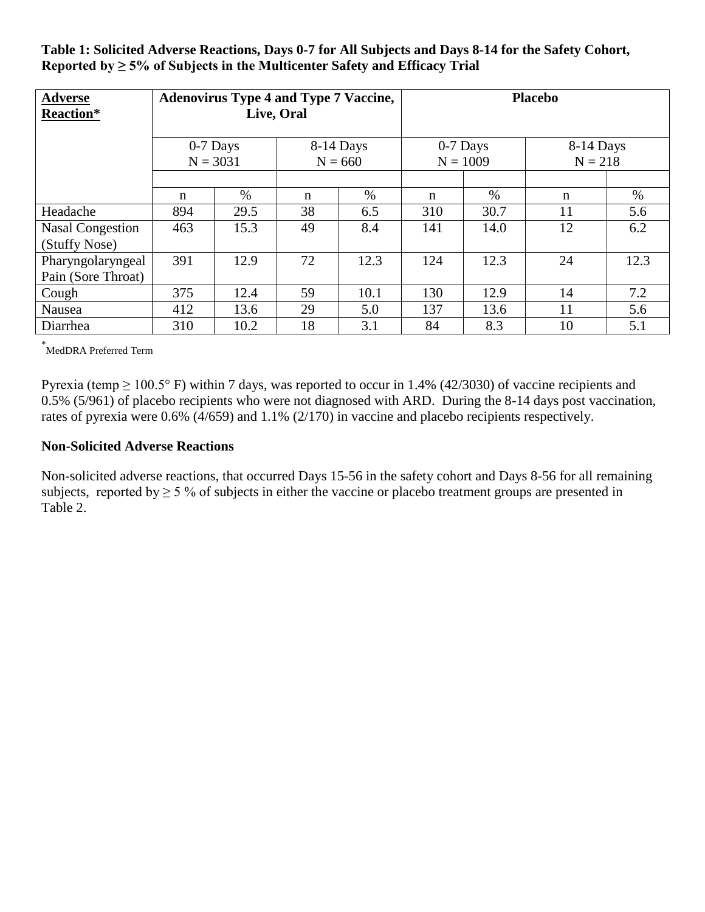**Table 1: Solicited Adverse Reactions, Days 0-7 for All Subjects and Days 8-14 for the Safety Cohort, Reported by ≥ 5% of Subjects in the Multicenter Safety and Efficacy Trial**

| Adverse Reaction* | Adenovirus Type 4 and Type 7 Vaccine, Live, Oral | | | | Placebo | | | |
|---|---|---|---|---|---|---|---|---|
| | 0-7 Days N = 3031 | | 8-14 Days N = 660 | | 0-7 Days N = 1009 | | 8-14 Days N = 218 | |
| | n | % | n | % | n | % | n | % |
| Headache | 894 | 29.5 | 38 | 6.5 | 310 | 30.7 | 11 | 5.6 |
| Nasal Congestion (Stuffy Nose) | 463 | 15.3 | 49 | 8.4 | 141 | 14.0 | 12 | 6.2 |
| Pharyngolaryngeal Pain (Sore Throat) | 391 | 12.9 | 72 | 12.3 | 124 | 12.3 | 24 | 12.3 |
| Cough | 375 | 12.4 | 59 | 10.1 | 130 | 12.9 | 14 | 7.2 |
| Nausea | 412 | 13.6 | 29 | 5.0 | 137 | 13.6 | 11 | 5.6 |
| Diarrhea | 310 | 10.2 | 18 | 3.1 | 84 | 8.3 | 10 | 5.1 |

*MedDRA Preferred Term

Pyrexia (temp ≥ 100.5° F) within 7 days, was reported to occur in 1.4% (42/3030) of vaccine recipients and 0.5% (5/961) of placebo recipients who were not diagnosed with ARD. During the 8-14 days post vaccination, rates of pyrexia were 0.6% (4/659) and 1.1% (2/170) in vaccine and placebo recipients respectively.

**Non-Solicited Adverse Reactions**

Non-solicited adverse reactions, that occurred Days 15-56 in the safety cohort and Days 8-56 for all remaining subjects, reported by ≥ 5 % of subjects in either the vaccine or placebo treatment groups are presented in Table 2.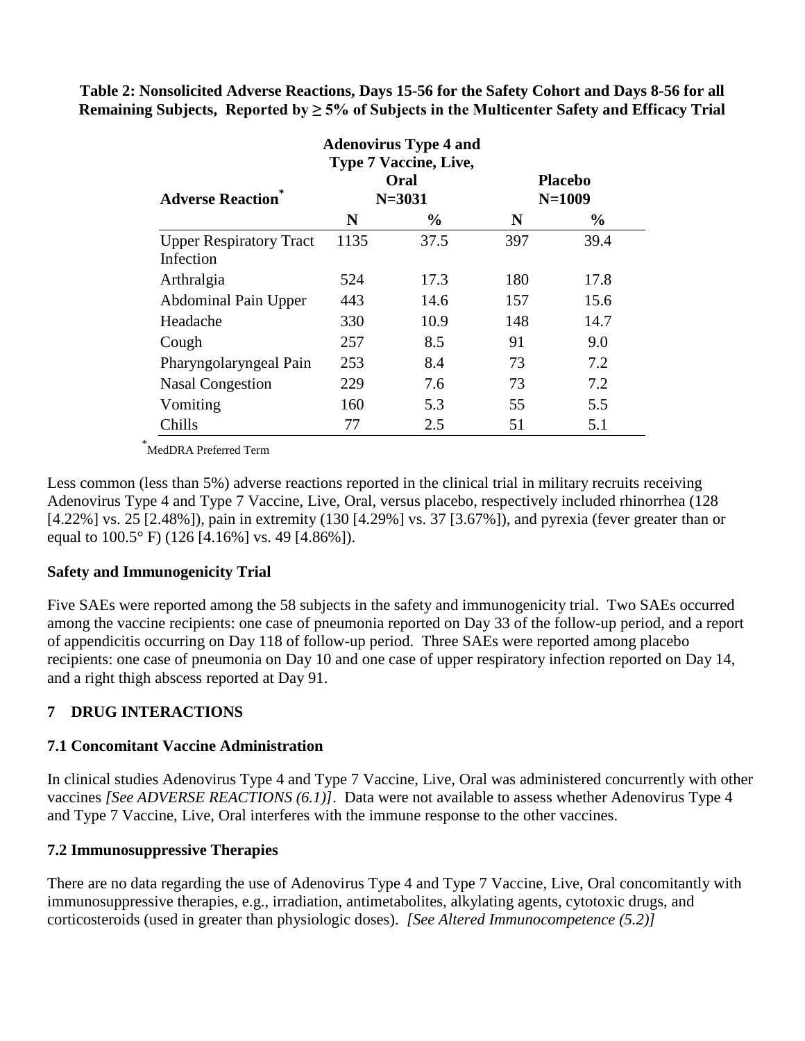**Table 2: Nonsolicited Adverse Reactions, Days 15-56 for the Safety Cohort and Days 8-56 for all Remaining Subjects, Reported by ≥ 5% of Subjects in the Multicenter Safety and Efficacy Trial**

| Adverse Reaction* | Adenovirus Type 4 and Type 7 Vaccine, Live, Oral N=3031 | | Placebo N=1009 | |
|---|---|---|---|---|
| | N | % | N | % |
| Upper Respiratory Tract Infection | 1135 | 37.5 | 397 | 39.4 |
| Arthralgia | 524 | 17.3 | 180 | 17.8 |
| Abdominal Pain Upper | 443 | 14.6 | 157 | 15.6 |
| Headache | 330 | 10.9 | 148 | 14.7 |
| Cough | 257 | 8.5 | 91 | 9.0 |
| Pharyngolaryngeal Pain | 253 | 8.4 | 73 | 7.2 |
| Nasal Congestion | 229 | 7.6 | 73 | 7.2 |
| Vomiting | 160 | 5.3 | 55 | 5.5 |
| Chills | 77 | 2.5 | 51 | 5.1 |

*MedDRA Preferred Term

Less common (less than 5%) adverse reactions reported in the clinical trial in military recruits receiving Adenovirus Type 4 and Type 7 Vaccine, Live, Oral, versus placebo, respectively included rhinorrhea (128 [4.22%] vs. 25 [2.48%]), pain in extremity (130 [4.29%] vs. 37 [3.67%]), and pyrexia (fever greater than or equal to 100.5° F) (126 [4.16%] vs. 49 [4.86%]).

**Safety and Immunogenicity Trial**

Five SAEs were reported among the 58 subjects in the safety and immunogenicity trial. Two SAEs occurred among the vaccine recipients: one case of pneumonia reported on Day 33 of the follow-up period, and a report of appendicitis occurring on Day 118 of follow-up period. Three SAEs were reported among placebo recipients: one case of pneumonia on Day 10 and one case of upper respiratory infection reported on Day 14, and a right thigh abscess reported at Day 91.

## 7 DRUG INTERACTIONS

### 7.1 Concomitant Vaccine Administration

In clinical studies Adenovirus Type 4 and Type 7 Vaccine, Live, Oral was administered concurrently with other vaccines *[See ADVERSE REACTIONS (6.1)]*. Data were not available to assess whether Adenovirus Type 4 and Type 7 Vaccine, Live, Oral interferes with the immune response to the other vaccines.

### 7.2 Immunosuppressive Therapies

There are no data regarding the use of Adenovirus Type 4 and Type 7 Vaccine, Live, Oral concomitantly with immunosuppressive therapies, e.g., irradiation, antimetabolites, alkylating agents, cytotoxic drugs, and corticosteroids (used in greater than physiologic doses). *[See Altered Immunocompetence (5.2)]*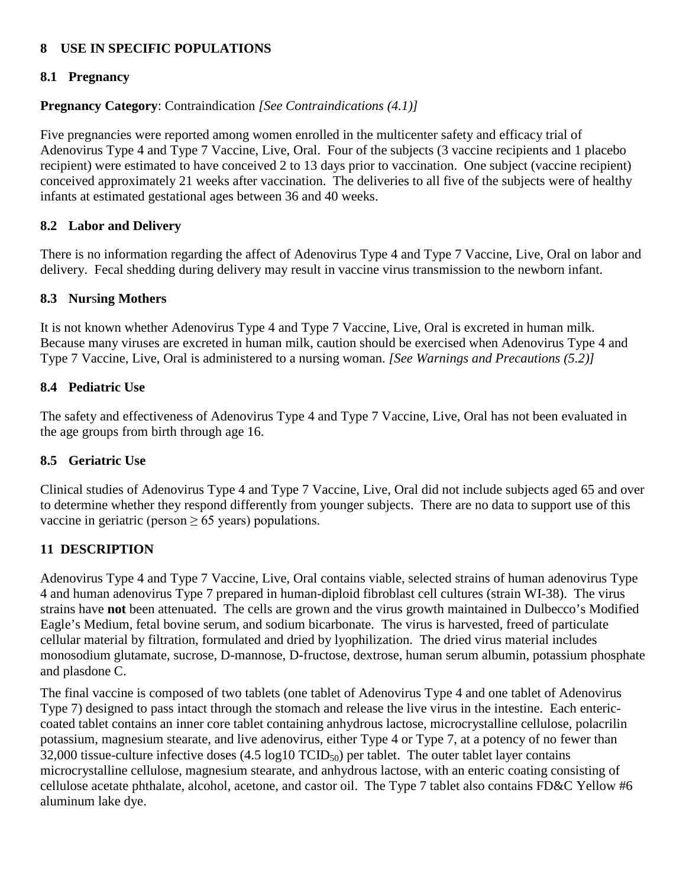## 8 USE IN SPECIFIC POPULATIONS

### 8.1 Pregnancy

**Pregnancy Category**: Contraindication *[See Contraindications (4.1)]*

Five pregnancies were reported among women enrolled in the multicenter safety and efficacy trial of Adenovirus Type 4 and Type 7 Vaccine, Live, Oral. Four of the subjects (3 vaccine recipients and 1 placebo recipient) were estimated to have conceived 2 to 13 days prior to vaccination. One subject (vaccine recipient) conceived approximately 21 weeks after vaccination. The deliveries to all five of the subjects were of healthy infants at estimated gestational ages between 36 and 40 weeks.

### 8.2 Labor and Delivery

There is no information regarding the affect of Adenovirus Type 4 and Type 7 Vaccine, Live, Oral on labor and delivery. Fecal shedding during delivery may result in vaccine virus transmission to the newborn infant.

### 8.3 Nursing Mothers

It is not known whether Adenovirus Type 4 and Type 7 Vaccine, Live, Oral is excreted in human milk. Because many viruses are excreted in human milk, caution should be exercised when Adenovirus Type 4 and Type 7 Vaccine, Live, Oral is administered to a nursing woman. *[See Warnings and Precautions (5.2)]*

### 8.4 Pediatric Use

The safety and effectiveness of Adenovirus Type 4 and Type 7 Vaccine, Live, Oral has not been evaluated in the age groups from birth through age 16.

### 8.5 Geriatric Use

Clinical studies of Adenovirus Type 4 and Type 7 Vaccine, Live, Oral did not include subjects aged 65 and over to determine whether they respond differently from younger subjects. There are no data to support use of this vaccine in geriatric (person $\geq$ 65 years) populations.

## 11 DESCRIPTION

Adenovirus Type 4 and Type 7 Vaccine, Live, Oral contains viable, selected strains of human adenovirus Type 4 and human adenovirus Type 7 prepared in human-diploid fibroblast cell cultures (strain WI-38). The virus strains have **not** been attenuated. The cells are grown and the virus growth maintained in Dulbecco's Modified Eagle's Medium, fetal bovine serum, and sodium bicarbonate. The virus is harvested, freed of particulate cellular material by filtration, formulated and dried by lyophilization. The dried virus material includes monosodium glutamate, sucrose, D-mannose, D-fructose, dextrose, human serum albumin, potassium phosphate and plasdone C.

The final vaccine is composed of two tablets (one tablet of Adenovirus Type 4 and one tablet of Adenovirus Type 7) designed to pass intact through the stomach and release the live virus in the intestine. Each enteric-coated tablet contains an inner core tablet containing anhydrous lactose, microcrystalline cellulose, polacrilin potassium, magnesium stearate, and live adenovirus, either Type 4 or Type 7, at a potency of no fewer than 32,000 tissue-culture infective doses (4.5 log10 $TCID_{50}$) per tablet. The outer tablet layer contains microcrystalline cellulose, magnesium stearate, and anhydrous lactose, with an enteric coating consisting of cellulose acetate phthalate, alcohol, acetone, and castor oil. The Type 7 tablet also contains FD&C Yellow #6 aluminum lake dye.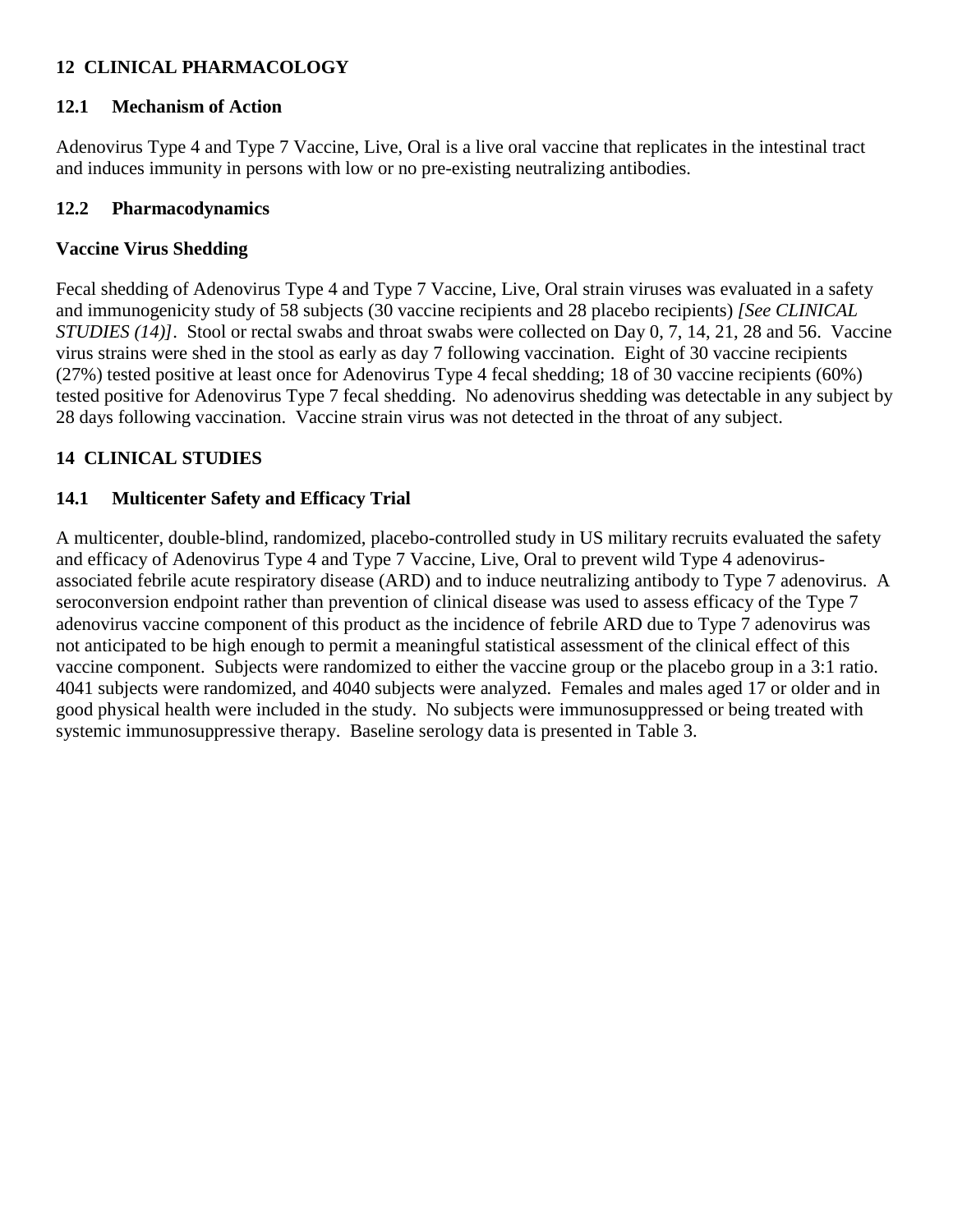## 12 CLINICAL PHARMACOLOGY

### 12.1 Mechanism of Action

Adenovirus Type 4 and Type 7 Vaccine, Live, Oral is a live oral vaccine that replicates in the intestinal tract and induces immunity in persons with low or no pre-existing neutralizing antibodies.

### 12.2 Pharmacodynamics

**Vaccine Virus Shedding**

Fecal shedding of Adenovirus Type 4 and Type 7 Vaccine, Live, Oral strain viruses was evaluated in a safety and immunogenicity study of 58 subjects (30 vaccine recipients and 28 placebo recipients) *[See CLINICAL STUDIES (14)]*. Stool or rectal swabs and throat swabs were collected on Day 0, 7, 14, 21, 28 and 56. Vaccine virus strains were shed in the stool as early as day 7 following vaccination. Eight of 30 vaccine recipients (27%) tested positive at least once for Adenovirus Type 4 fecal shedding; 18 of 30 vaccine recipients (60%) tested positive for Adenovirus Type 7 fecal shedding. No adenovirus shedding was detectable in any subject by 28 days following vaccination. Vaccine strain virus was not detected in the throat of any subject.

## 14 CLINICAL STUDIES

### 14.1 Multicenter Safety and Efficacy Trial

A multicenter, double-blind, randomized, placebo-controlled study in US military recruits evaluated the safety and efficacy of Adenovirus Type 4 and Type 7 Vaccine, Live, Oral to prevent wild Type 4 adenovirus-associated febrile acute respiratory disease (ARD) and to induce neutralizing antibody to Type 7 adenovirus. A seroconversion endpoint rather than prevention of clinical disease was used to assess efficacy of the Type 7 adenovirus vaccine component of this product as the incidence of febrile ARD due to Type 7 adenovirus was not anticipated to be high enough to permit a meaningful statistical assessment of the clinical effect of this vaccine component. Subjects were randomized to either the vaccine group or the placebo group in a 3:1 ratio. 4041 subjects were randomized, and 4040 subjects were analyzed. Females and males aged 17 or older and in good physical health were included in the study. No subjects were immunosuppressed or being treated with systemic immunosuppressive therapy. Baseline serology data is presented in Table 3.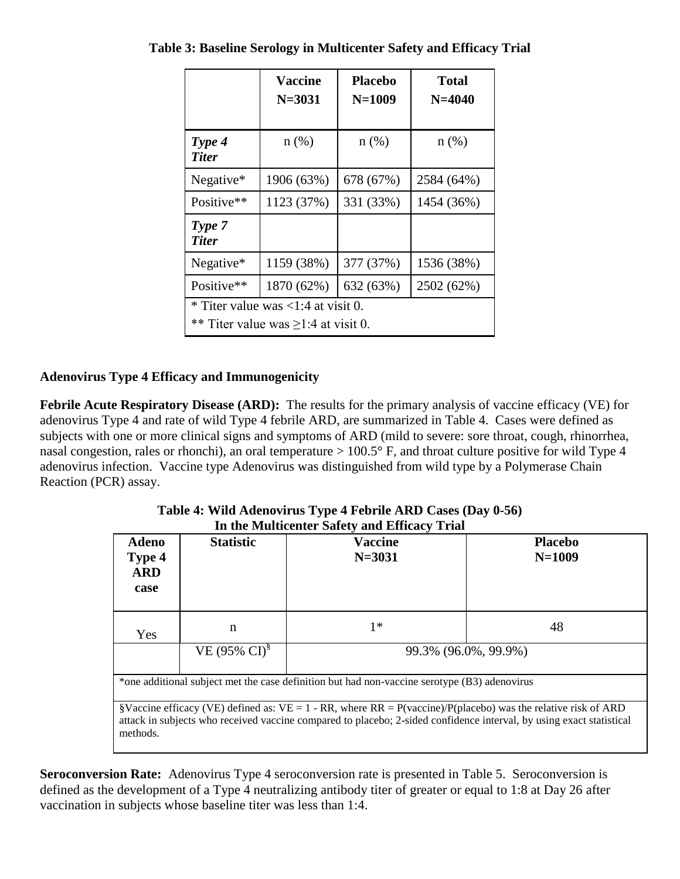**Table 3: Baseline Serology in Multicenter Safety and Efficacy Trial**

| | Vaccine N=3031 | Placebo N=1009 | Total N=4040 |
|---|---|---|---|
| ***Type 4 Titer*** | n (%) | n (%) | n (%) |
| Negative* | 1906 (63%) | 678 (67%) | 2584 (64%) |
| Positive** | 1123 (37%) | 331 (33%) | 1454 (36%) |
| ***Type 7 Titer*** | | | |
| Negative* | 1159 (38%) | 377 (37%) | 1536 (38%) |
| Positive** | 1870 (62%) | 632 (63%) | 2502 (62%) |
| * Titer value was <1:4 at visit 0. ** Titer value was ≥1:4 at visit 0. | | | |

**Adenovirus Type 4 Efficacy and Immunogenicity**

**Febrile Acute Respiratory Disease (ARD):** The results for the primary analysis of vaccine efficacy (VE) for adenovirus Type 4 and rate of wild Type 4 febrile ARD, are summarized in Table 4. Cases were defined as subjects with one or more clinical signs and symptoms of ARD (mild to severe: sore throat, cough, rhinorrhea, nasal congestion, rales or rhonchi), an oral temperature > 100.5° F, and throat culture positive for wild Type 4 adenovirus infection. Vaccine type Adenovirus was distinguished from wild type by a Polymerase Chain Reaction (PCR) assay.

**Table 4: Wild Adenovirus Type 4 Febrile ARD Cases (Day 0-56) In the Multicenter Safety and Efficacy Trial**

| Adeno Type 4 ARD case | Statistic | Vaccine N=3031 | Placebo N=1009 |
|---|---|---|---|
| Yes | n | 1* | 48 |
| | VE (95% CI)[§] | 99.3% (96.0%, 99.9%) | |
| *one additional subject met the case definition but had non-vaccine serotype (B3) adenovirus | | | |
| §Vaccine efficacy (VE) defined as: VE = 1 - RR, where RR = P(vaccine)/P(placebo) was the relative risk of ARD attack in subjects who received vaccine compared to placebo; 2-sided confidence interval, by using exact statistical methods. | | | |

**Seroconversion Rate:** Adenovirus Type 4 seroconversion rate is presented in Table 5. Seroconversion is defined as the development of a Type 4 neutralizing antibody titer of greater or equal to 1:8 at Day 26 after vaccination in subjects whose baseline titer was less than 1:4.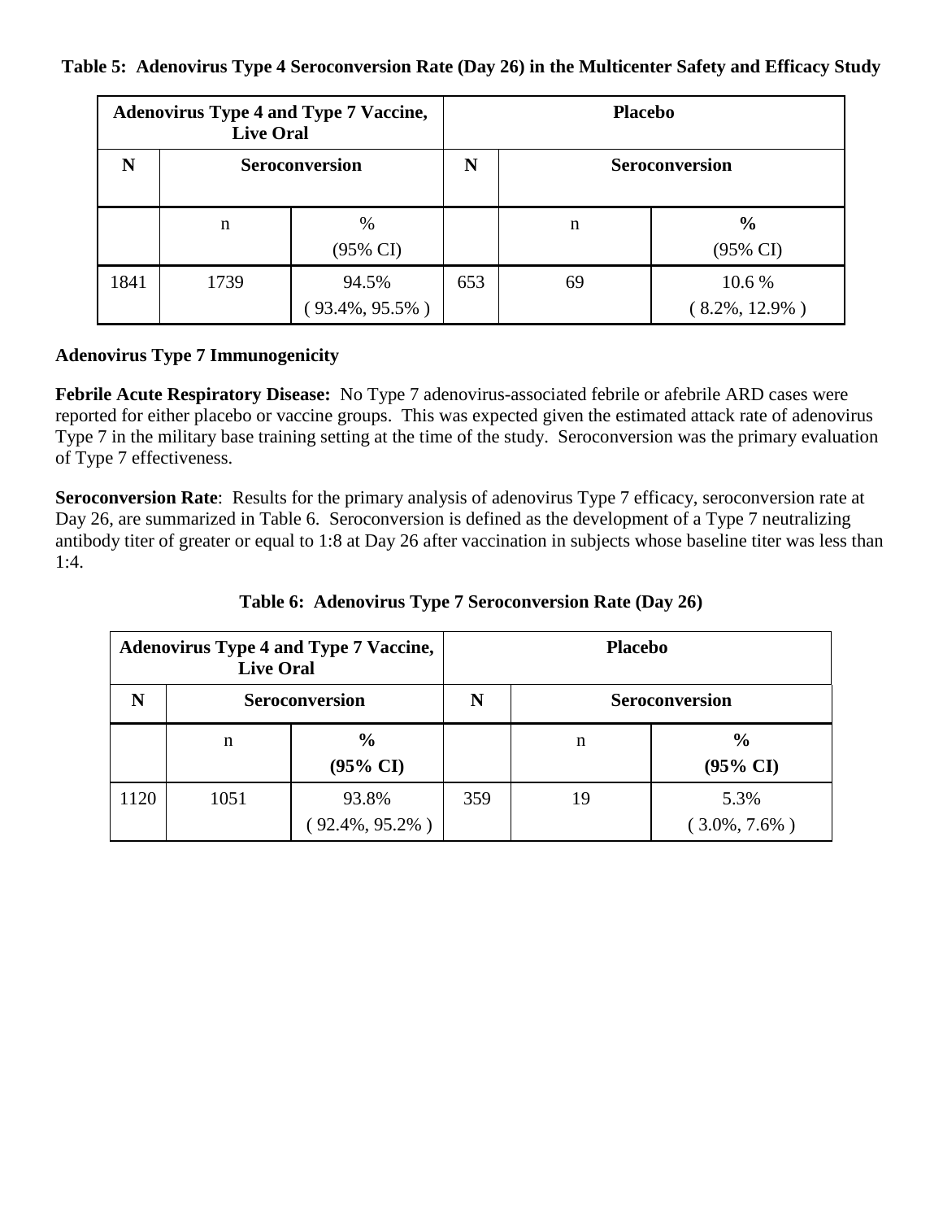**Table 5: Adenovirus Type 4 Seroconversion Rate (Day 26) in the Multicenter Safety and Efficacy Study**

| Adenovirus Type 4 and Type 7 Vaccine, Live Oral | | | Placebo | | |
|---|---|---|---|---|---|
| **N** | **Seroconversion** | | **N** | **Seroconversion** | |
| | n | % (95% CI) | | n | **%** (95% CI) |
| 1841 | 1739 | 94.5% ( 93.4%, 95.5% ) | 653 | 69 | 10.6 % ( 8.2%, 12.9% ) |

**Adenovirus Type 7 Immunogenicity**

**Febrile Acute Respiratory Disease:** No Type 7 adenovirus-associated febrile or afebrile ARD cases were reported for either placebo or vaccine groups. This was expected given the estimated attack rate of adenovirus Type 7 in the military base training setting at the time of the study. Seroconversion was the primary evaluation of Type 7 effectiveness.

**Seroconversion Rate**: Results for the primary analysis of adenovirus Type 7 efficacy, seroconversion rate at Day 26, are summarized in Table 6. Seroconversion is defined as the development of a Type 7 neutralizing antibody titer of greater or equal to 1:8 at Day 26 after vaccination in subjects whose baseline titer was less than 1:4.

**Table 6: Adenovirus Type 7 Seroconversion Rate (Day 26)**

| Adenovirus Type 4 and Type 7 Vaccine, Live Oral | | | Placebo | | |
|---|---|---|---|---|---|
| **N** | **Seroconversion** | | **N** | **Seroconversion** | |
| | n | **% (95% CI)** | | n | **% (95% CI)** |
| 1120 | 1051 | 93.8% ( 92.4%, 95.2% ) | 359 | 19 | 5.3% ( 3.0%, 7.6% ) |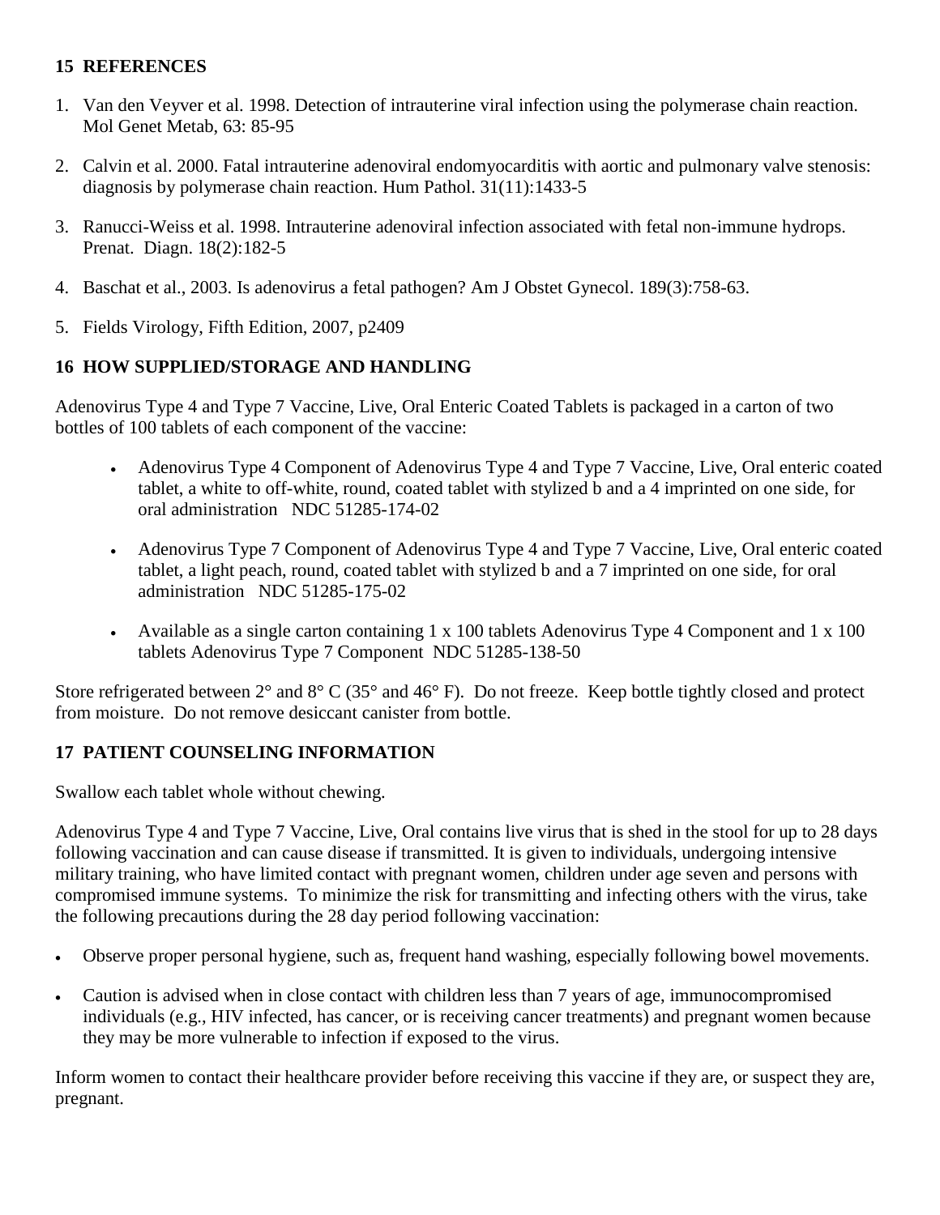## 15 REFERENCES

1. Van den Veyver et al. 1998. Detection of intrauterine viral infection using the polymerase chain reaction. Mol Genet Metab, 63: 85-95

2. Calvin et al. 2000. Fatal intrauterine adenoviral endomyocarditis with aortic and pulmonary valve stenosis: diagnosis by polymerase chain reaction. Hum Pathol. 31(11):1433-5

3. Ranucci-Weiss et al. 1998. Intrauterine adenoviral infection associated with fetal non-immune hydrops. Prenat. Diagn. 18(2):182-5

4. Baschat et al., 2003. Is adenovirus a fetal pathogen? Am J Obstet Gynecol. 189(3):758-63.

5. Fields Virology, Fifth Edition, 2007, p2409

## 16 HOW SUPPLIED/STORAGE AND HANDLING

Adenovirus Type 4 and Type 7 Vaccine, Live, Oral Enteric Coated Tablets is packaged in a carton of two bottles of 100 tablets of each component of the vaccine:

- Adenovirus Type 4 Component of Adenovirus Type 4 and Type 7 Vaccine, Live, Oral enteric coated tablet, a white to off-white, round, coated tablet with stylized b and a 4 imprinted on one side, for oral administration NDC 51285-174-02

- Adenovirus Type 7 Component of Adenovirus Type 4 and Type 7 Vaccine, Live, Oral enteric coated tablet, a light peach, round, coated tablet with stylized b and a 7 imprinted on one side, for oral administration NDC 51285-175-02

- Available as a single carton containing 1 x 100 tablets Adenovirus Type 4 Component and 1 x 100 tablets Adenovirus Type 7 Component NDC 51285-138-50

Store refrigerated between 2° and 8° C (35° and 46° F). Do not freeze. Keep bottle tightly closed and protect from moisture. Do not remove desiccant canister from bottle.

## 17 PATIENT COUNSELING INFORMATION

Swallow each tablet whole without chewing.

Adenovirus Type 4 and Type 7 Vaccine, Live, Oral contains live virus that is shed in the stool for up to 28 days following vaccination and can cause disease if transmitted. It is given to individuals, undergoing intensive military training, who have limited contact with pregnant women, children under age seven and persons with compromised immune systems. To minimize the risk for transmitting and infecting others with the virus, take the following precautions during the 28 day period following vaccination:

- Observe proper personal hygiene, such as, frequent hand washing, especially following bowel movements.
- Caution is advised when in close contact with children less than 7 years of age, immunocompromised individuals (e.g., HIV infected, has cancer, or is receiving cancer treatments) and pregnant women because they may be more vulnerable to infection if exposed to the virus.

Inform women to contact their healthcare provider before receiving this vaccine if they are, or suspect they are, pregnant.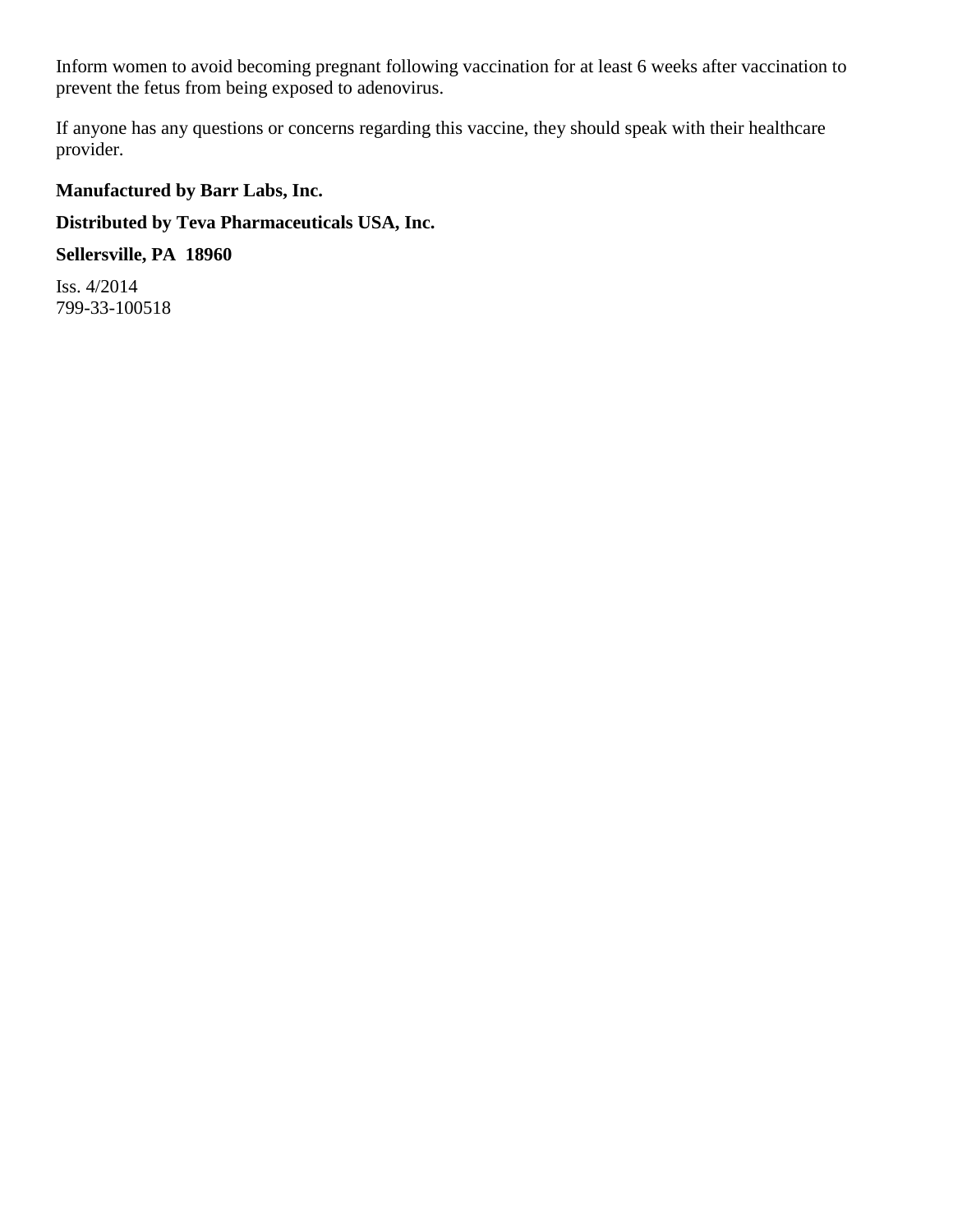Inform women to avoid becoming pregnant following vaccination for at least 6 weeks after vaccination to prevent the fetus from being exposed to adenovirus.

If anyone has any questions or concerns regarding this vaccine, they should speak with their healthcare provider.

**Manufactured by Barr Labs, Inc.**

**Distributed by Teva Pharmaceuticals USA, Inc.**

**Sellersville, PA 18960**

Iss. 4/2014
799-33-100518